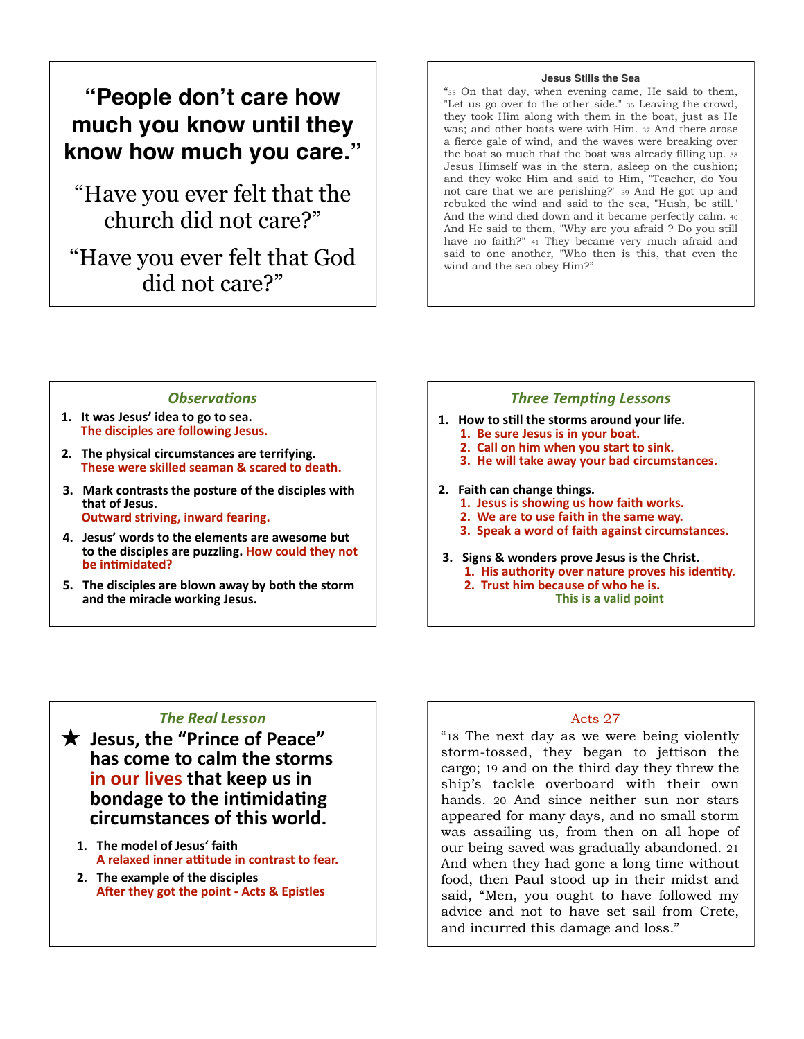## "People don't care how much you know until they know how much you care."

"Have you ever felt that the church did not care?"

"Have you ever felt that God did not care?"

---

**Jesus Stills the Sea**

"35 On that day, when evening came, He said to them, "Let us go over to the other side." 36 Leaving the crowd, they took Him along with them in the boat, just as He was; and other boats were with Him. 37 And there arose a fierce gale of wind, and the waves were breaking over the boat so much that the boat was already filling up. 38 Jesus Himself was in the stern, asleep on the cushion; and they woke Him and said to Him, "Teacher, do You not care that we are perishing?" 39 And He got up and rebuked the wind and said to the sea, "Hush, be still." And the wind died down and it became perfectly calm. 40 And He said to them, "Why are you afraid ? Do you still have no faith?" 41 They became very much afraid and said to one another, "Who then is this, that even the wind and the sea obey Him?"

---

### *Observations*

1. **It was Jesus' idea to go to sea.**
   **The disciples are following Jesus.**
2. **The physical circumstances are terrifying.**
   **These were skilled seaman & scared to death.**
3. **Mark contrasts the posture of the disciples with that of Jesus.**
   **Outward striving, inward fearing.**
4. **Jesus' words to the elements are awesome but to the disciples are puzzling. How could they not be intimidated?**
5. **The disciples are blown away by both the storm and the miracle working Jesus.**

---

### *Three Tempting Lessons*

1. **How to still the storms around your life.**
   1. **Be sure Jesus is in your boat.**
   2. **Call on him when you start to sink.**
   3. **He will take away your bad circumstances.**
2. **Faith can change things.**
   1. **Jesus is showing us how faith works.**
   2. **We are to use faith in the same way.**
   3. **Speak a word of faith against circumstances.**
3. **Signs & wonders prove Jesus is the Christ.**
   1. **His authority over nature proves his identity.**
   2. **Trust him because of who he is.**

   **This is a valid point**

---

### *The Real Lesson*

★ **Jesus, the "Prince of Peace" has come to calm the storms in our lives that keep us in bondage to the intimidating circumstances of this world.**

1. **The model of Jesus' faith**
   **A relaxed inner attitude in contrast to fear.**
2. **The example of the disciples**
   **After they got the point - Acts & Epistles**

---

### Acts 27

"18 The next day as we were being violently storm-tossed, they began to jettison the cargo; 19 and on the third day they threw the ship's tackle overboard with their own hands. 20 And since neither sun nor stars appeared for many days, and no small storm was assailing us, from then on all hope of our being saved was gradually abandoned. 21 And when they had gone a long time without food, then Paul stood up in their midst and said, "Men, you ought to have followed my advice and not to have set sail from Crete, and incurred this damage and loss."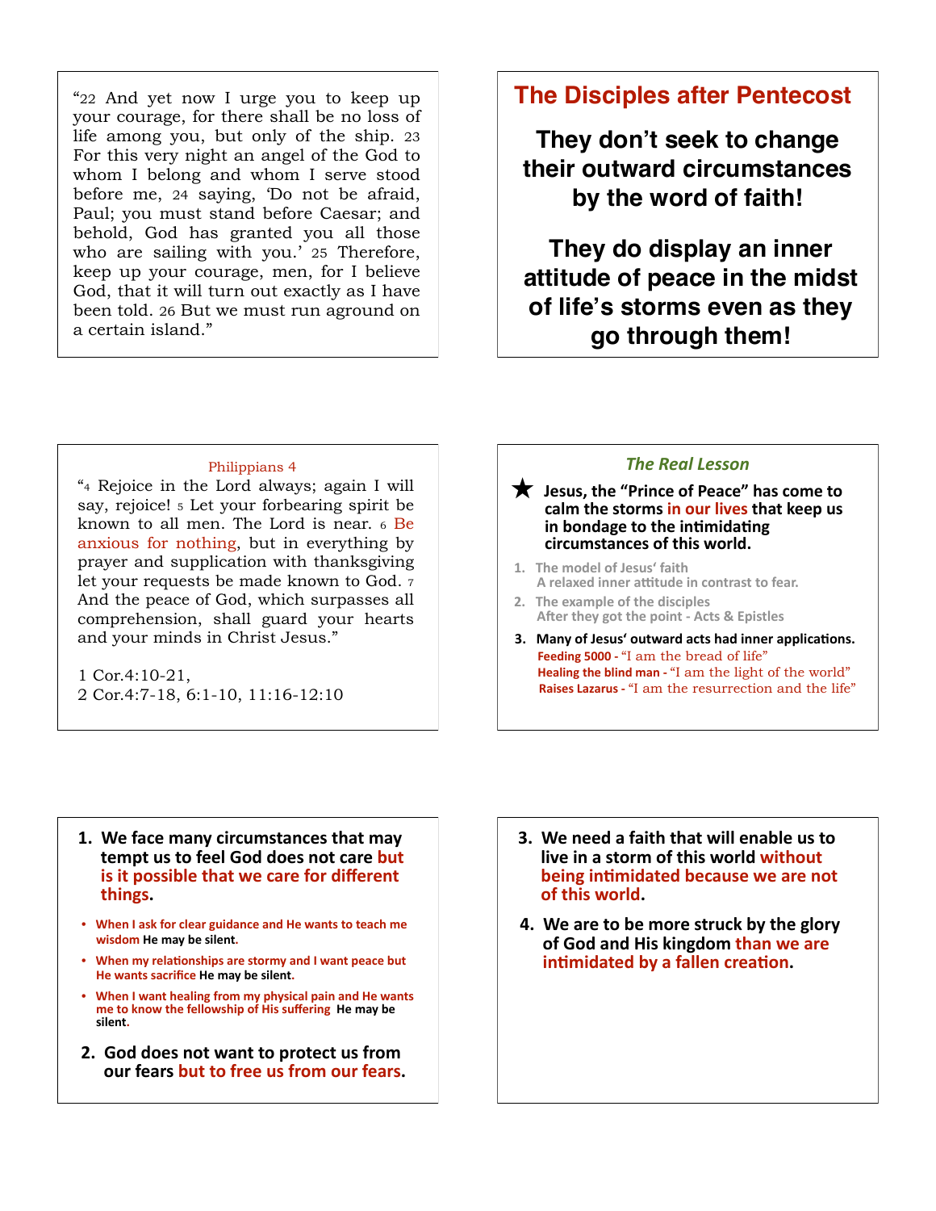"22 And yet now I urge you to keep up your courage, for there shall be no loss of life among you, but only of the ship. 23 For this very night an angel of the God to whom I belong and whom I serve stood before me, 24 saying, 'Do not be afraid, Paul; you must stand before Caesar; and behold, God has granted you all those who are sailing with you.' 25 Therefore, keep up your courage, men, for I believe God, that it will turn out exactly as I have been told. 26 But we must run aground on a certain island."

## The Disciples after Pentecost

**They don't seek to change their outward circumstances by the word of faith!**

**They do display an inner attitude of peace in the midst of life's storms even as they go through them!**

Philippians 4

"4 Rejoice in the Lord always; again I will say, rejoice! 5 Let your forbearing spirit be known to all men. The Lord is near. 6 Be anxious for nothing, but in everything by prayer and supplication with thanksgiving let your requests be made known to God. 7 And the peace of God, which surpasses all comprehension, shall guard your hearts and your minds in Christ Jesus."

1 Cor.4:10-21,
2 Cor.4:7-18, 6:1-10, 11:16-12:10

### *The Real Lesson*

★ **Jesus, the "Prince of Peace" has come to calm the storms in our lives that keep us in bondage to the intimidating circumstances of this world.**

1. **The model of Jesus' faith**
   **A relaxed inner attitude in contrast to fear.**
2. **The example of the disciples**
   **After they got the point - Acts & Epistles**
3. **Many of Jesus' outward acts had inner applications.**
   **Feeding 5000 -** "I am the bread of life"
   **Healing the blind man -** "I am the light of the world"
   **Raises Lazarus -** "I am the resurrection and the life"

1. **We face many circumstances that may tempt us to feel God does not care but is it possible that we care for different things.**
   - **When I ask for clear guidance and He wants to teach me wisdom He may be silent.**
   - **When my relationships are stormy and I want peace but He wants sacrifice He may be silent.**
   - **When I want healing from my physical pain and He wants me to know the fellowship of His suffering He may be silent.**
2. **God does not want to protect us from our fears but to free us from our fears.**
3. **We need a faith that will enable us to live in a storm of this world without being intimidated because we are not of this world.**
4. **We are to be more struck by the glory of God and His kingdom than we are intimidated by a fallen creation.**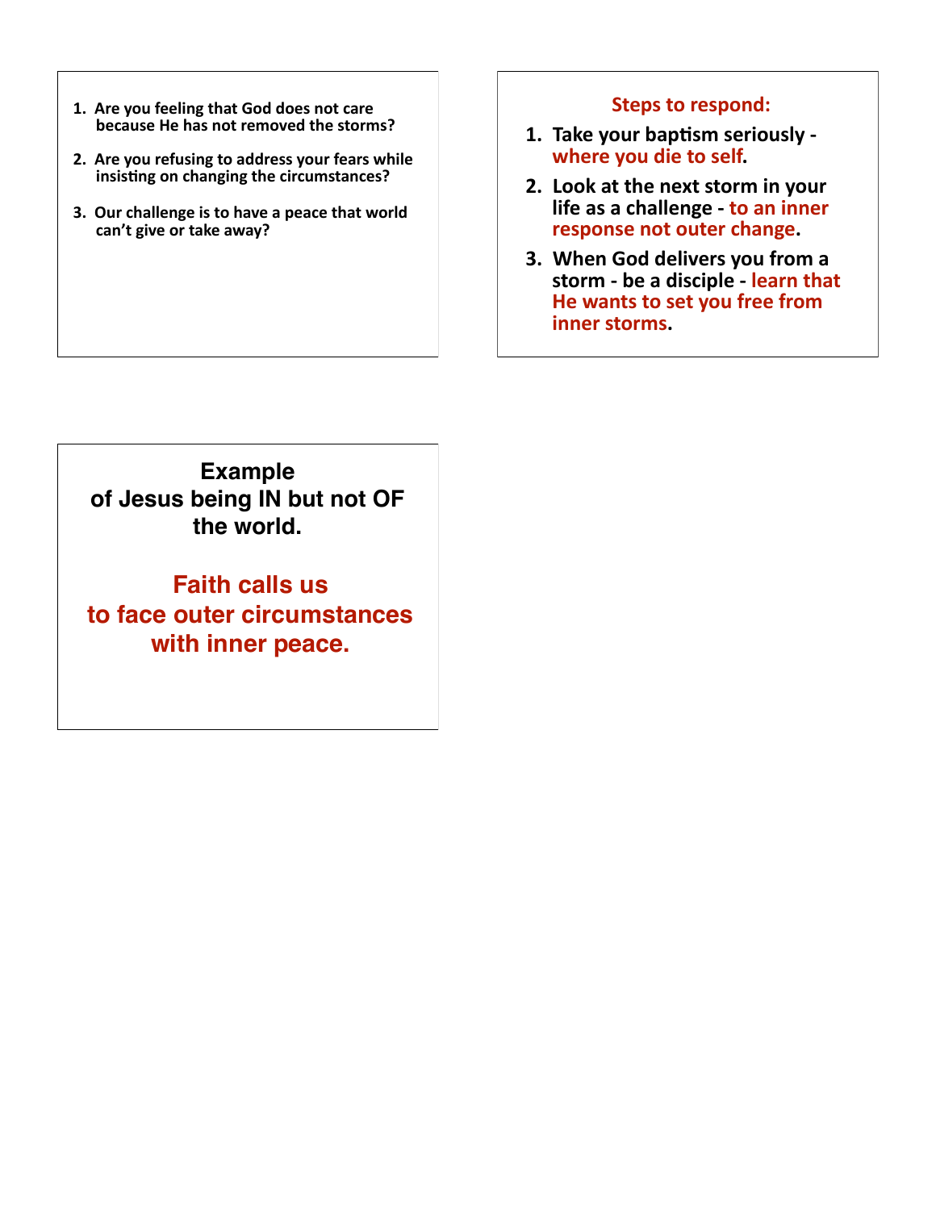1. Are you feeling that God does not care because He has not removed the storms?
2. Are you refusing to address your fears while insisting on changing the circumstances?
3. Our challenge is to have a peace that world can't give or take away?

**Steps to respond:**

1. **Take your baptism seriously - where you die to self.**
2. **Look at the next storm in your life as a challenge - to an inner response not outer change.**
3. **When God delivers you from a storm - be a disciple - learn that He wants to set you free from inner storms.**

**Example of Jesus being IN but not OF the world.**

**Faith calls us to face outer circumstances with inner peace.**